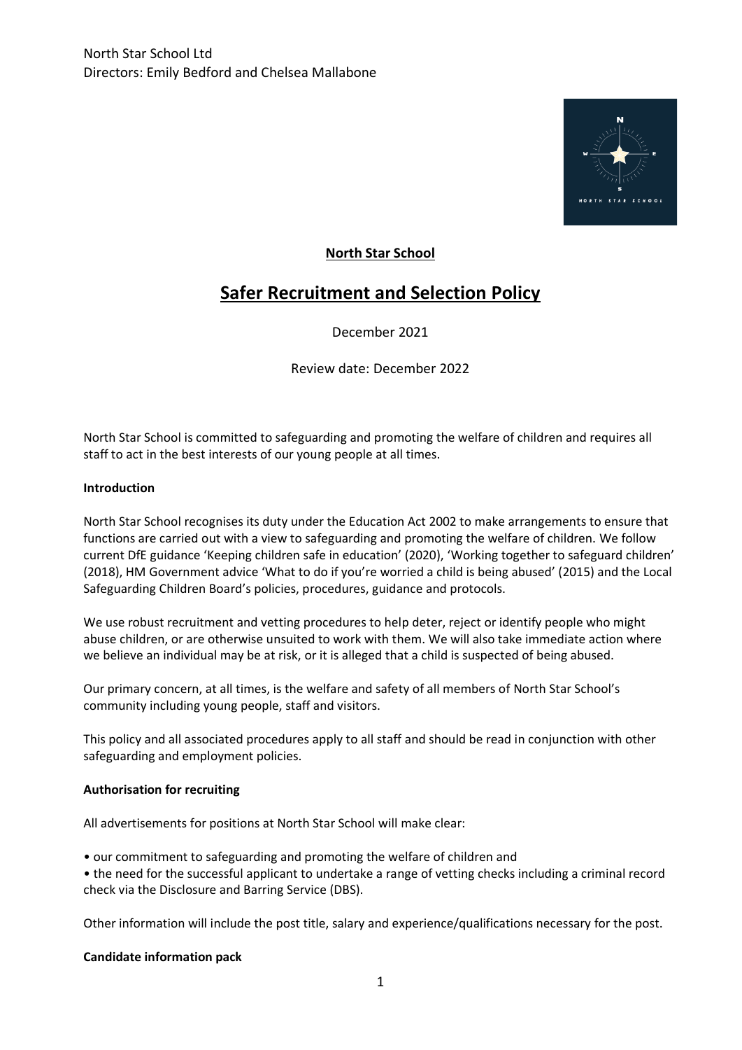North Star School Ltd
Directors: Emily Bedford and Chelsea Mallabone

**North Star School**

# Safer Recruitment and Selection Policy

December 2021

Review date: December 2022

North Star School is committed to safeguarding and promoting the welfare of children and requires all staff to act in the best interests of our young people at all times.

**Introduction**

North Star School recognises its duty under the Education Act 2002 to make arrangements to ensure that functions are carried out with a view to safeguarding and promoting the welfare of children. We follow current DfE guidance 'Keeping children safe in education' (2020), 'Working together to safeguard children' (2018), HM Government advice 'What to do if you're worried a child is being abused' (2015) and the Local Safeguarding Children Board's policies, procedures, guidance and protocols.

We use robust recruitment and vetting procedures to help deter, reject or identify people who might abuse children, or are otherwise unsuited to work with them. We will also take immediate action where we believe an individual may be at risk, or it is alleged that a child is suspected of being abused.

Our primary concern, at all times, is the welfare and safety of all members of North Star School's community including young people, staff and visitors.

This policy and all associated procedures apply to all staff and should be read in conjunction with other safeguarding and employment policies.

**Authorisation for recruiting**

All advertisements for positions at North Star School will make clear:

- our commitment to safeguarding and promoting the welfare of children and
- the need for the successful applicant to undertake a range of vetting checks including a criminal record check via the Disclosure and Barring Service (DBS).

Other information will include the post title, salary and experience/qualifications necessary for the post.

**Candidate information pack**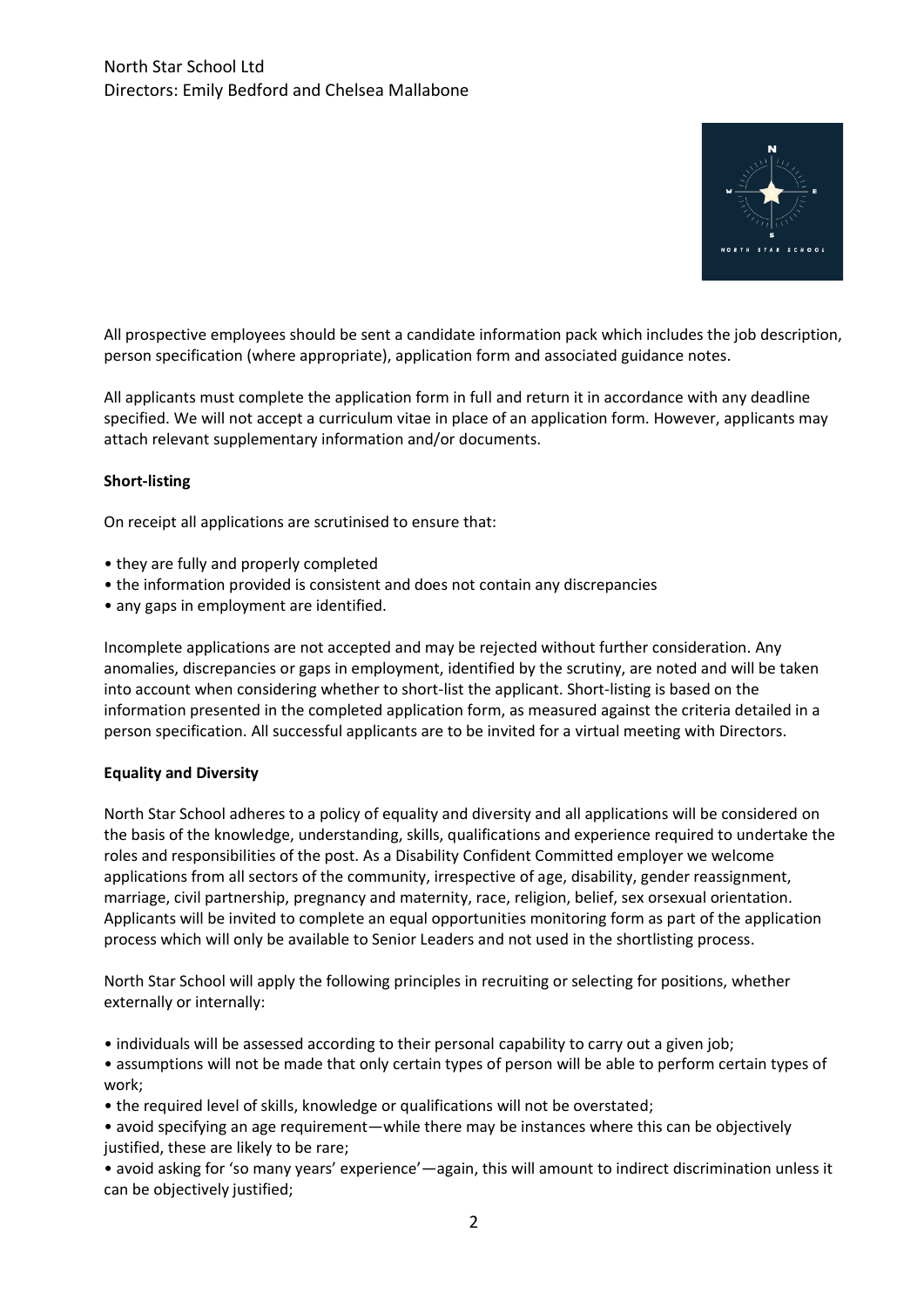All prospective employees should be sent a candidate information pack which includes the job description, person specification (where appropriate), application form and associated guidance notes.

All applicants must complete the application form in full and return it in accordance with any deadline specified. We will not accept a curriculum vitae in place of an application form. However, applicants may attach relevant supplementary information and/or documents.

**Short-listing**

On receipt all applications are scrutinised to ensure that:

- they are fully and properly completed
- the information provided is consistent and does not contain any discrepancies
- any gaps in employment are identified.

Incomplete applications are not accepted and may be rejected without further consideration. Any anomalies, discrepancies or gaps in employment, identified by the scrutiny, are noted and will be taken into account when considering whether to short-list the applicant. Short-listing is based on the information presented in the completed application form, as measured against the criteria detailed in a person specification. All successful applicants are to be invited for a virtual meeting with Directors.

**Equality and Diversity**

North Star School adheres to a policy of equality and diversity and all applications will be considered on the basis of the knowledge, understanding, skills, qualifications and experience required to undertake the roles and responsibilities of the post. As a Disability Confident Committed employer we welcome applications from all sectors of the community, irrespective of age, disability, gender reassignment, marriage, civil partnership, pregnancy and maternity, race, religion, belief, sex orsexual orientation. Applicants will be invited to complete an equal opportunities monitoring form as part of the application process which will only be available to Senior Leaders and not used in the shortlisting process.

North Star School will apply the following principles in recruiting or selecting for positions, whether externally or internally:

- individuals will be assessed according to their personal capability to carry out a given job;
- assumptions will not be made that only certain types of person will be able to perform certain types of work;
- the required level of skills, knowledge or qualifications will not be overstated;
- avoid specifying an age requirement—while there may be instances where this can be objectively justified, these are likely to be rare;
- avoid asking for 'so many years' experience'—again, this will amount to indirect discrimination unless it can be objectively justified;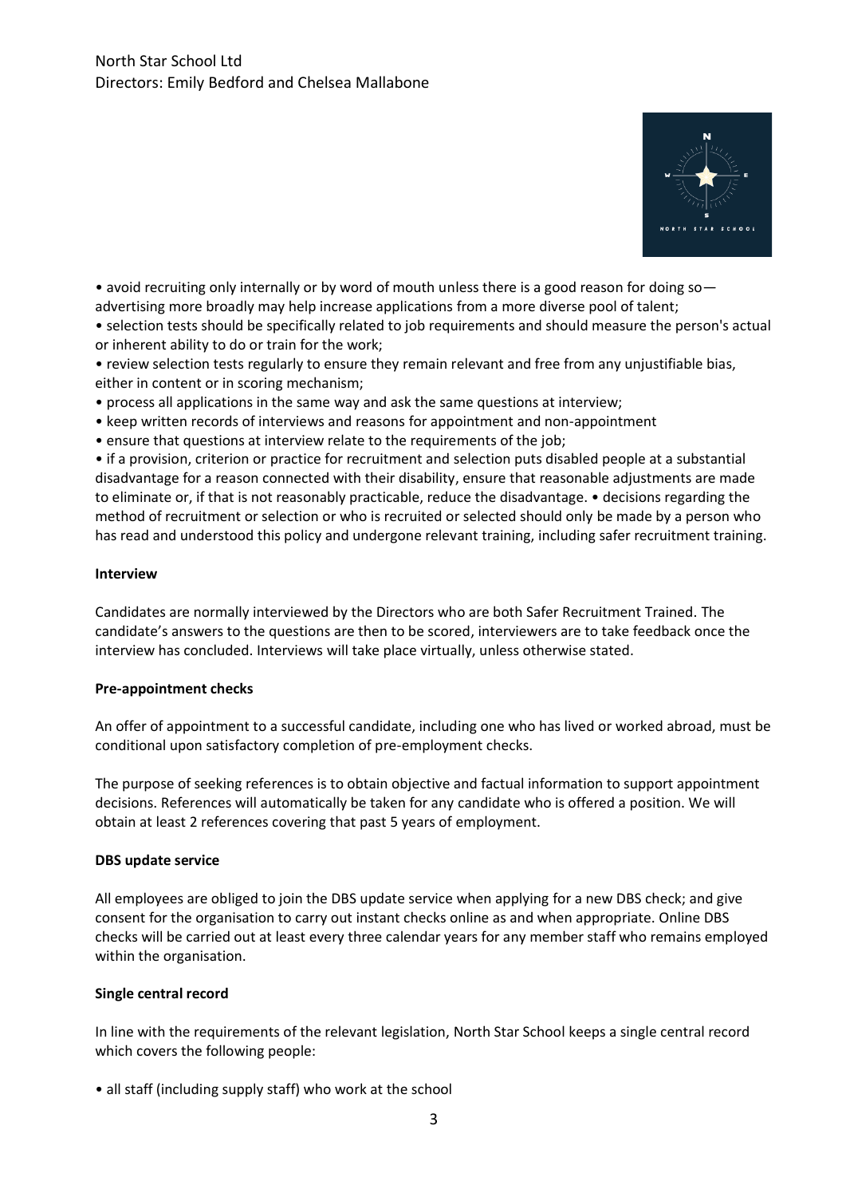- avoid recruiting only internally or by word of mouth unless there is a good reason for doing so—advertising more broadly may help increase applications from a more diverse pool of talent;
- selection tests should be specifically related to job requirements and should measure the person's actual or inherent ability to do or train for the work;
- review selection tests regularly to ensure they remain relevant and free from any unjustifiable bias, either in content or in scoring mechanism;
- process all applications in the same way and ask the same questions at interview;
- keep written records of interviews and reasons for appointment and non-appointment
- ensure that questions at interview relate to the requirements of the job;
- if a provision, criterion or practice for recruitment and selection puts disabled people at a substantial disadvantage for a reason connected with their disability, ensure that reasonable adjustments are made to eliminate or, if that is not reasonably practicable, reduce the disadvantage. • decisions regarding the method of recruitment or selection or who is recruited or selected should only be made by a person who has read and understood this policy and undergone relevant training, including safer recruitment training.

**Interview**

Candidates are normally interviewed by the Directors who are both Safer Recruitment Trained. The candidate's answers to the questions are then to be scored, interviewers are to take feedback once the interview has concluded. Interviews will take place virtually, unless otherwise stated.

**Pre-appointment checks**

An offer of appointment to a successful candidate, including one who has lived or worked abroad, must be conditional upon satisfactory completion of pre-employment checks.

The purpose of seeking references is to obtain objective and factual information to support appointment decisions. References will automatically be taken for any candidate who is offered a position. We will obtain at least 2 references covering that past 5 years of employment.

**DBS update service**

All employees are obliged to join the DBS update service when applying for a new DBS check; and give consent for the organisation to carry out instant checks online as and when appropriate. Online DBS checks will be carried out at least every three calendar years for any member staff who remains employed within the organisation.

**Single central record**

In line with the requirements of the relevant legislation, North Star School keeps a single central record which covers the following people:

- all staff (including supply staff) who work at the school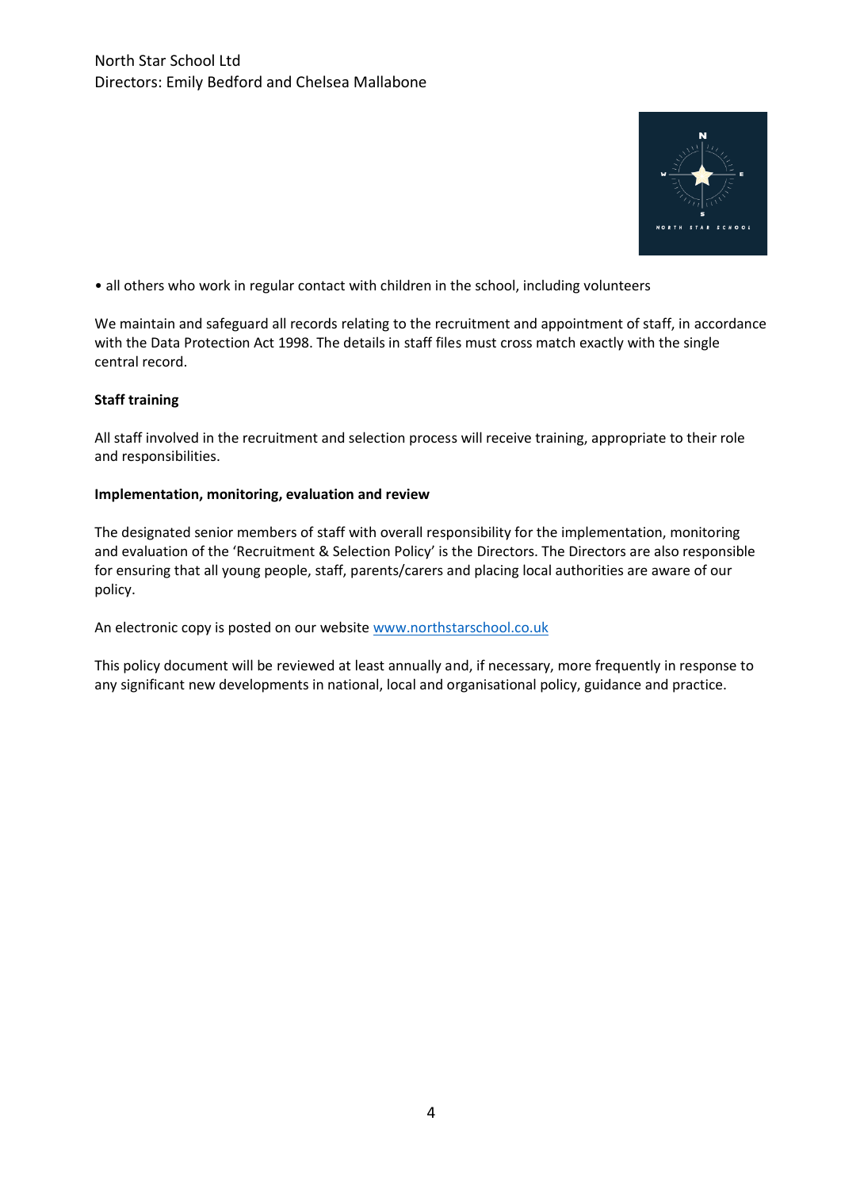• all others who work in regular contact with children in the school, including volunteers

We maintain and safeguard all records relating to the recruitment and appointment of staff, in accordance with the Data Protection Act 1998. The details in staff files must cross match exactly with the single central record.

**Staff training**

All staff involved in the recruitment and selection process will receive training, appropriate to their role and responsibilities.

**Implementation, monitoring, evaluation and review**

The designated senior members of staff with overall responsibility for the implementation, monitoring and evaluation of the 'Recruitment & Selection Policy' is the Directors. The Directors are also responsible for ensuring that all young people, staff, parents/carers and placing local authorities are aware of our policy.

An electronic copy is posted on our website [www.northstarschool.co.uk](http://www.northstarschool.co.uk)

This policy document will be reviewed at least annually and, if necessary, more frequently in response to any significant new developments in national, local and organisational policy, guidance and practice.